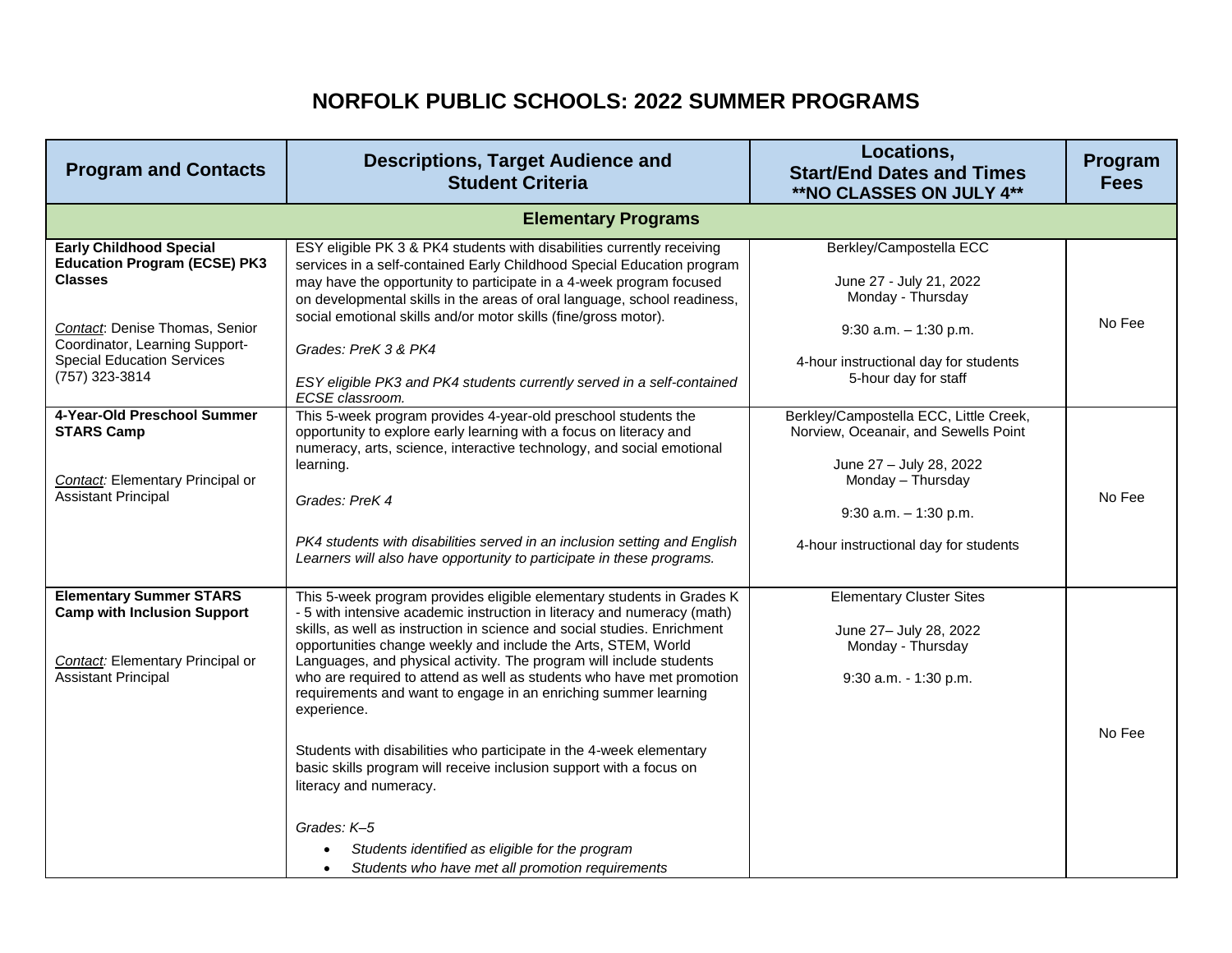# NORFOLK PUBLIC SCHOOLS: 2022 SUMMER PROGRAMS

| Program and Contacts | Descriptions, Target Audience and Student Criteria | Locations, Start/End Dates and Times **NO CLASSES ON JULY 4** | Program Fees |
|---|---|---|---|
| **Elementary Programs** | | | |
| **Early Childhood Special Education Program (ECSE) PK3 Classes**<br><br>*Contact*: Denise Thomas, Senior Coordinator, Learning Support-Special Education Services (757) 323-3814 | ESY eligible PK 3 & PK4 students with disabilities currently receiving services in a self-contained Early Childhood Special Education program may have the opportunity to participate in a 4-week program focused on developmental skills in the areas of oral language, school readiness, social emotional skills and/or motor skills (fine/gross motor).<br><br>*Grades: PreK 3 & PK4*<br><br>*ESY eligible PK3 and PK4 students currently served in a self-contained ECSE classroom.* | Berkley/Campostella ECC<br><br>June 27 - July 21, 2022<br>Monday - Thursday<br><br>9:30 a.m. – 1:30 p.m.<br><br>4-hour instructional day for students<br>5-hour day for staff | No Fee |
| **4-Year-Old Preschool Summer STARS Camp**<br><br>*Contact:* Elementary Principal or Assistant Principal | This 5-week program provides 4-year-old preschool students the opportunity to explore early learning with a focus on literacy and numeracy, arts, science, interactive technology, and social emotional learning.<br><br>*Grades: PreK 4*<br><br>*PK4 students with disabilities served in an inclusion setting and English Learners will also have opportunity to participate in these programs.* | Berkley/Campostella ECC, Little Creek, Norview, Oceanair, and Sewells Point<br><br>June 27 – July 28, 2022<br>Monday – Thursday<br><br>9:30 a.m. – 1:30 p.m.<br><br>4-hour instructional day for students | No Fee |
| **Elementary Summer STARS Camp with Inclusion Support**<br><br>*Contact:* Elementary Principal or Assistant Principal | This 5-week program provides eligible elementary students in Grades K - 5 with intensive academic instruction in literacy and numeracy (math) skills, as well as instruction in science and social studies. Enrichment opportunities change weekly and include the Arts, STEM, World Languages, and physical activity. The program will include students who are required to attend as well as students who have met promotion requirements and want to engage in an enriching summer learning experience.<br><br>Students with disabilities who participate in the 4-week elementary basic skills program will receive inclusion support with a focus on literacy and numeracy.<br><br>*Grades: K–5*<br>• *Students identified as eligible for the program*<br>• *Students who have met all promotion requirements* | Elementary Cluster Sites<br><br>June 27– July 28, 2022<br>Monday - Thursday<br><br>9:30 a.m. - 1:30 p.m. | No Fee |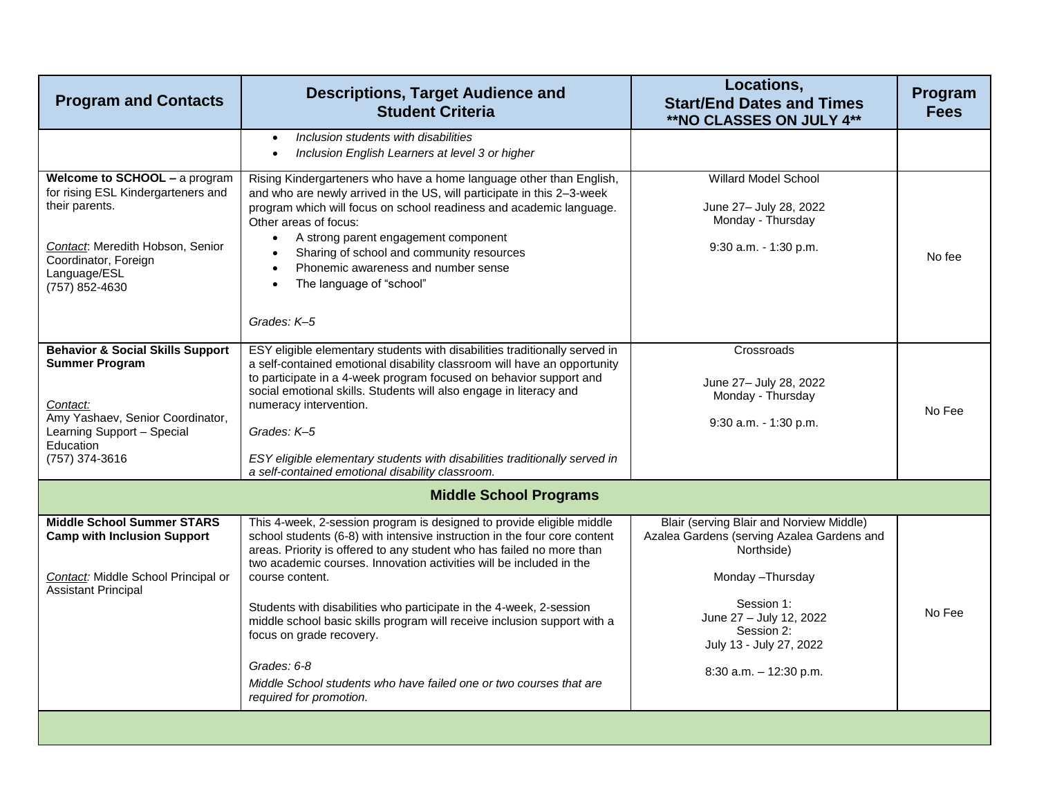| Program and Contacts | Descriptions, Target Audience and Student Criteria | Locations, Start/End Dates and Times **NO CLASSES ON JULY 4** | Program Fees |
| --- | --- | --- | --- |
| | • *Inclusion students with disabilities*<br>• *Inclusion English Learners at level 3 or higher* | | |
| **Welcome to SCHOOL –** a program for rising ESL Kindergarteners and their parents.<br><br>*Contact*: Meredith Hobson, Senior Coordinator, Foreign Language/ESL<br>(757) 852-4630 | Rising Kindergarteners who have a home language other than English, and who are newly arrived in the US, will participate in this 2–3-week program which will focus on school readiness and academic language. Other areas of focus:<br>• A strong parent engagement component<br>• Sharing of school and community resources<br>• Phonemic awareness and number sense<br>• The language of "school"<br><br>*Grades: K–5* | Willard Model School<br><br>June 27– July 28, 2022<br>Monday - Thursday<br><br>9:30 a.m. - 1:30 p.m. | No fee |
| **Behavior & Social Skills Support Summer Program**<br><br>*Contact:*<br>Amy Yashaev, Senior Coordinator, Learning Support – Special Education<br>(757) 374-3616 | ESY eligible elementary students with disabilities traditionally served in a self-contained emotional disability classroom will have an opportunity to participate in a 4-week program focused on behavior support and social emotional skills. Students will also engage in literacy and numeracy intervention.<br><br>*Grades: K–5*<br><br>*ESY eligible elementary students with disabilities traditionally served in a self-contained emotional disability classroom.* | Crossroads<br><br>June 27– July 28, 2022<br>Monday - Thursday<br><br>9:30 a.m. - 1:30 p.m. | No Fee |
| **Middle School Programs** | | | |
| **Middle School Summer STARS Camp with Inclusion Support**<br><br>*Contact:* Middle School Principal or Assistant Principal | This 4-week, 2-session program is designed to provide eligible middle school students (6-8) with intensive instruction in the four core content areas. Priority is offered to any student who has failed no more than two academic courses. Innovation activities will be included in the course content.<br><br>Students with disabilities who participate in the 4-week, 2-session middle school basic skills program will receive inclusion support with a focus on grade recovery.<br><br>*Grades: 6-8*<br>*Middle School students who have failed one or two courses that are required for promotion.* | Blair (serving Blair and Norview Middle)<br>Azalea Gardens (serving Azalea Gardens and Northside)<br><br>Monday –Thursday<br><br>Session 1:<br>June 27 – July 12, 2022<br>Session 2:<br>July 13 - July 27, 2022<br><br>8:30 a.m. – 12:30 p.m. | No Fee |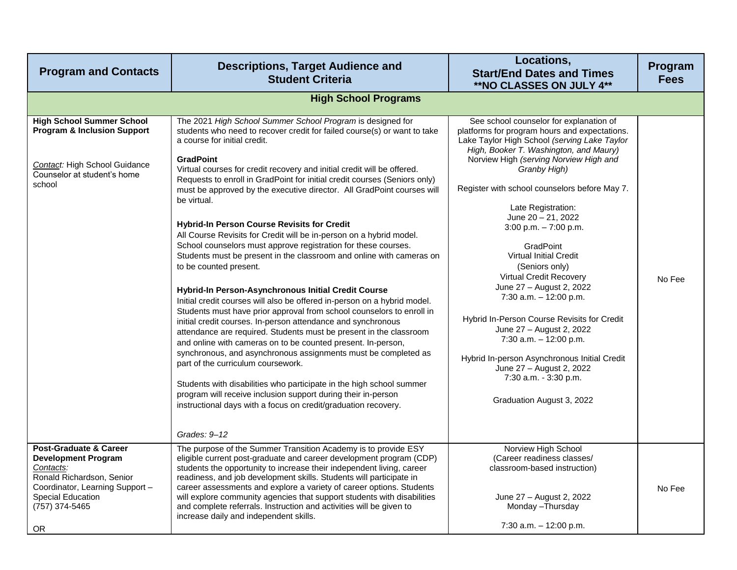| Program and Contacts | Descriptions, Target Audience and Student Criteria | Locations, Start/End Dates and Times **NO CLASSES ON JULY 4** | Program Fees |
|---|---|---|---|
| **High School Programs** | | | |
| **High School Summer School Program & Inclusion Support**<br><br>*Contact:* High School Guidance Counselor at student's home school | The 2021 *High School Summer School Program* is designed for students who need to recover credit for failed course(s) or want to take a course for initial credit.<br><br>**GradPoint**<br>Virtual courses for credit recovery and initial credit will be offered. Requests to enroll in GradPoint for initial credit courses (Seniors only) must be approved by the executive director. All GradPoint courses will be virtual.<br><br>**Hybrid-In Person Course Revisits for Credit**<br>All Course Revisits for Credit will be in-person on a hybrid model. School counselors must approve registration for these courses. Students must be present in the classroom and online with cameras on to be counted present.<br><br>**Hybrid-In Person-Asynchronous Initial Credit Course**<br>Initial credit courses will also be offered in-person on a hybrid model. Students must have prior approval from school counselors to enroll in initial credit courses. In-person attendance and synchronous attendance are required. Students must be present in the classroom and online with cameras on to be counted present. In-person, synchronous, and asynchronous assignments must be completed as part of the curriculum coursework.<br><br>Students with disabilities who participate in the high school summer program will receive inclusion support during their in-person instructional days with a focus on credit/graduation recovery.<br><br>*Grades: 9–12* | See school counselor for explanation of platforms for program hours and expectations. Lake Taylor High School *(serving Lake Taylor High, Booker T. Washington, and Maury)* Norview High *(serving Norview High and Granby High)*<br><br>Register with school counselors before May 7.<br><br>Late Registration:<br>June 20 – 21, 2022<br>3:00 p.m. – 7:00 p.m.<br><br>GradPoint<br>Virtual Initial Credit<br>(Seniors only)<br>Virtual Credit Recovery<br>June 27 – August 2, 2022<br>7:30 a.m. – 12:00 p.m.<br><br>Hybrid In-Person Course Revisits for Credit<br>June 27 – August 2, 2022<br>7:30 a.m. – 12:00 p.m.<br><br>Hybrid In-person Asynchronous Initial Credit<br>June 27 – August 2, 2022<br>7:30 a.m. - 3:30 p.m.<br><br>Graduation August 3, 2022 | No Fee |
| **Post-Graduate & Career Development Program**<br>*Contacts:*<br>Ronald Richardson, Senior Coordinator, Learning Support – Special Education<br>(757) 374-5465<br><br>OR | The purpose of the Summer Transition Academy is to provide ESY eligible current post-graduate and career development program (CDP) students the opportunity to increase their independent living, career readiness, and job development skills. Students will participate in career assessments and explore a variety of career options. Students will explore community agencies that support students with disabilities and complete referrals. Instruction and activities will be given to increase daily and independent skills. | Norview High School<br>(Career readiness classes/ classroom-based instruction)<br><br>June 27 – August 2, 2022<br>Monday –Thursday<br><br>7:30 a.m. – 12:00 p.m. | No Fee |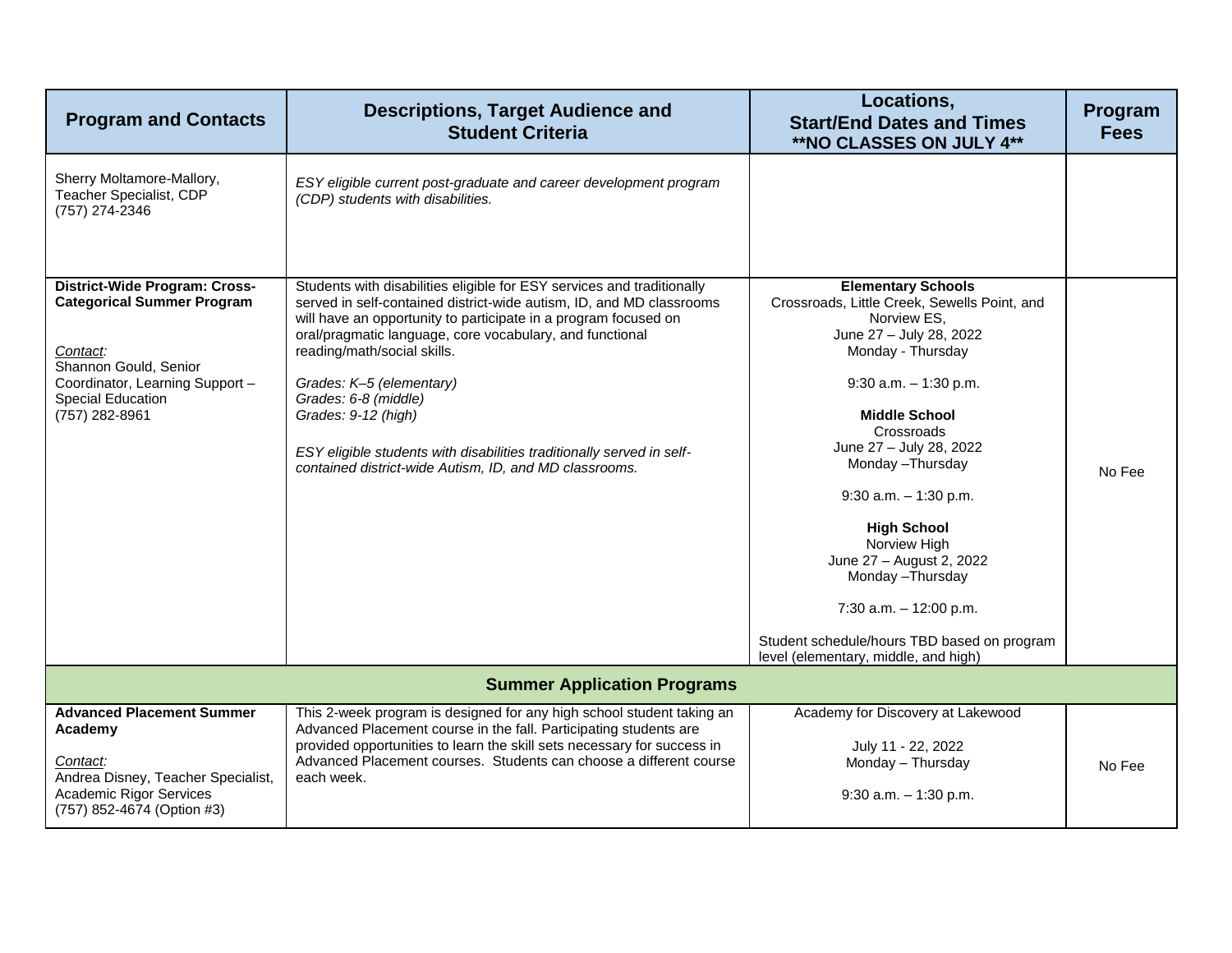| Program and Contacts | Descriptions, Target Audience and Student Criteria | Locations, Start/End Dates and Times **NO CLASSES ON JULY 4** | Program Fees |
|---|---|---|---|
| Sherry Moltamore-Mallory, Teacher Specialist, CDP (757) 274-2346 | *ESY eligible current post-graduate and career development program (CDP) students with disabilities.* | | |
| **District-Wide Program: Cross-Categorical Summer Program**<br><br>*Contact:*<br>Shannon Gould, Senior Coordinator, Learning Support – Special Education<br>(757) 282-8961 | Students with disabilities eligible for ESY services and traditionally served in self-contained district-wide autism, ID, and MD classrooms will have an opportunity to participate in a program focused on oral/pragmatic language, core vocabulary, and functional reading/math/social skills.<br><br>*Grades: K–5 (elementary)*<br>*Grades: 6-8 (middle)*<br>*Grades: 9-12 (high)*<br><br>*ESY eligible students with disabilities traditionally served in self-contained district-wide Autism, ID, and MD classrooms.* | **Elementary Schools**<br>Crossroads, Little Creek, Sewells Point, and Norview ES,<br>June 27 – July 28, 2022<br>Monday - Thursday<br><br>9:30 a.m. – 1:30 p.m.<br><br>**Middle School**<br>Crossroads<br>June 27 – July 28, 2022<br>Monday –Thursday<br><br>9:30 a.m. – 1:30 p.m.<br><br>**High School**<br>Norview High<br>June 27 – August 2, 2022<br>Monday –Thursday<br><br>7:30 a.m. – 12:00 p.m.<br><br>Student schedule/hours TBD based on program level (elementary, middle, and high) | No Fee |
| **Summer Application Programs** | | | |
| **Advanced Placement Summer Academy**<br><br>*Contact:*<br>Andrea Disney, Teacher Specialist, Academic Rigor Services<br>(757) 852-4674 (Option #3) | This 2-week program is designed for any high school student taking an Advanced Placement course in the fall. Participating students are provided opportunities to learn the skill sets necessary for success in Advanced Placement courses. Students can choose a different course each week. | Academy for Discovery at Lakewood<br><br>July 11 - 22, 2022<br>Monday – Thursday<br><br>9:30 a.m. – 1:30 p.m. | No Fee |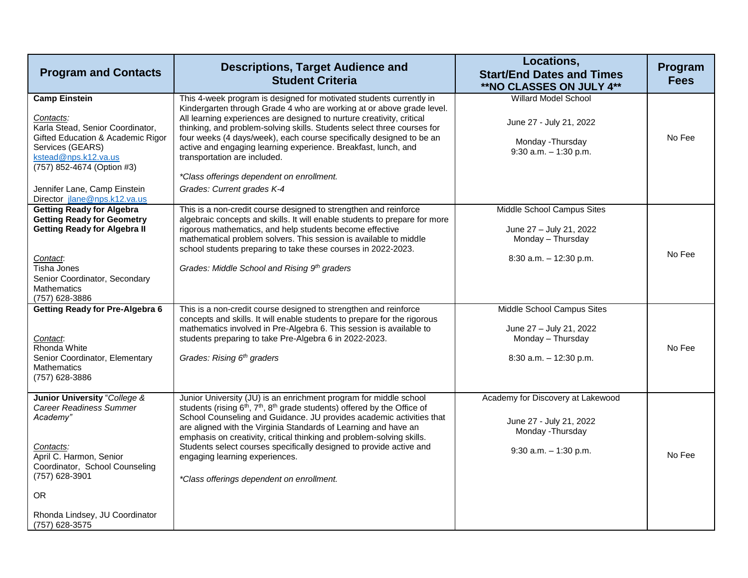| Program and Contacts | Descriptions, Target Audience and Student Criteria | Locations, Start/End Dates and Times **NO CLASSES ON JULY 4** | Program Fees |
|---|---|---|---|
| **Camp Einstein**<br><br>*Contacts:*<br>Karla Stead, Senior Coordinator, Gifted Education & Academic Rigor Services (GEARS)<br>kstead@nps.k12.va.us<br>(757) 852-4674 (Option #3)<br><br>Jennifer Lane, Camp Einstein Director jlane@nps.k12.va.us | This 4-week program is designed for motivated students currently in Kindergarten through Grade 4 who are working at or above grade level. All learning experiences are designed to nurture creativity, critical thinking, and problem-solving skills. Students select three courses for four weeks (4 days/week), each course specifically designed to be an active and engaging learning experience. Breakfast, lunch, and transportation are included.<br><br>*\*Class offerings dependent on enrollment.*<br><br>*Grades: Current grades K-4* | Willard Model School<br><br>June 27 - July 21, 2022<br><br>Monday -Thursday<br>9:30 a.m. – 1:30 p.m. | No Fee |
| **Getting Ready for Algebra**<br>**Getting Ready for Geometry**<br>**Getting Ready for Algebra II**<br><br>*Contact*:<br>Tisha Jones<br>Senior Coordinator, Secondary Mathematics<br>(757) 628-3886 | This is a non-credit course designed to strengthen and reinforce algebraic concepts and skills. It will enable students to prepare for more rigorous mathematics, and help students become effective mathematical problem solvers. This session is available to middle school students preparing to take these courses in 2022-2023.<br><br>*Grades: Middle School and Rising 9th graders* | Middle School Campus Sites<br><br>June 27 – July 21, 2022<br>Monday – Thursday<br><br>8:30 a.m. – 12:30 p.m. | No Fee |
| **Getting Ready for Pre-Algebra 6**<br><br>*Contact*:<br>Rhonda White<br>Senior Coordinator, Elementary Mathematics<br>(757) 628-3886 | This is a non-credit course designed to strengthen and reinforce concepts and skills. It will enable students to prepare for the rigorous mathematics involved in Pre-Algebra 6. This session is available to students preparing to take Pre-Algebra 6 in 2022-2023.<br><br>*Grades: Rising 6th graders* | Middle School Campus Sites<br><br>June 27 – July 21, 2022<br>Monday – Thursday<br><br>8:30 a.m. – 12:30 p.m. | No Fee |
| **Junior University** "*College & Career Readiness Summer Academy"*<br><br>*Contacts:*<br>April C. Harmon, Senior Coordinator, School Counseling<br>(757) 628-3901<br><br>OR<br><br>Rhonda Lindsey, JU Coordinator<br>(757) 628-3575 | Junior University (JU) is an enrichment program for middle school students (rising 6th, 7th, 8th grade students) offered by the Office of School Counseling and Guidance. JU provides academic activities that are aligned with the Virginia Standards of Learning and have an emphasis on creativity, critical thinking and problem-solving skills. Students select courses specifically designed to provide active and engaging learning experiences.<br><br>*\*Class offerings dependent on enrollment.* | Academy for Discovery at Lakewood<br><br>June 27 - July 21, 2022<br>Monday -Thursday<br><br>9:30 a.m. – 1:30 p.m. | No Fee |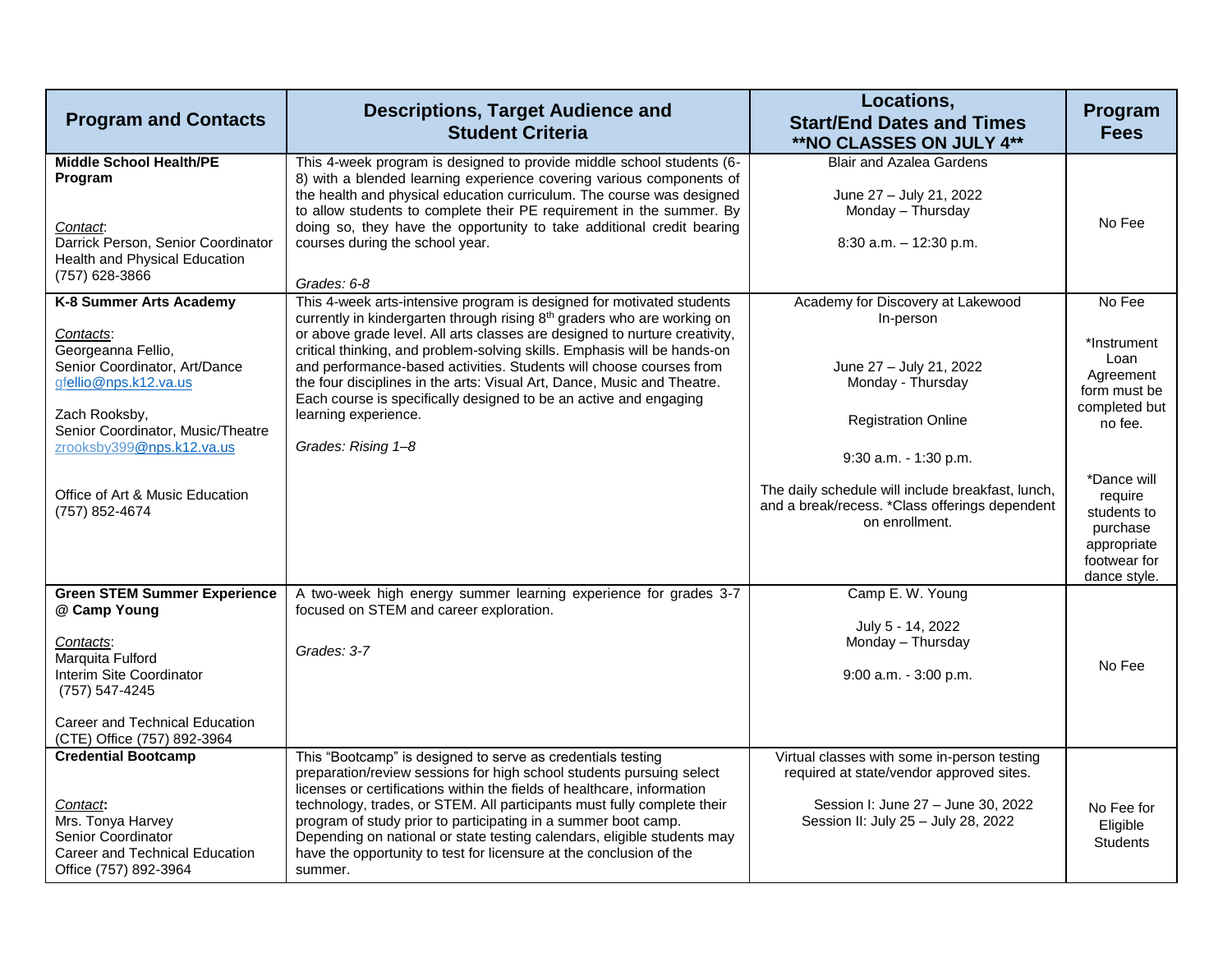| Program and Contacts | Descriptions, Target Audience and Student Criteria | Locations, Start/End Dates and Times **NO CLASSES ON JULY 4** | Program Fees |
| --- | --- | --- | --- |
| **Middle School Health/PE Program**<br><br>*Contact*:<br>Darrick Person, Senior Coordinator Health and Physical Education<br>(757) 628-3866 | This 4-week program is designed to provide middle school students (6-8) with a blended learning experience covering various components of the health and physical education curriculum. The course was designed to allow students to complete their PE requirement in the summer. By doing so, they have the opportunity to take additional credit bearing courses during the school year.<br><br>*Grades: 6-8* | Blair and Azalea Gardens<br><br>June 27 – July 21, 2022<br>Monday – Thursday<br><br>8:30 a.m. – 12:30 p.m. | No Fee |
| **K-8 Summer Arts Academy**<br><br>*Contacts*:<br>Georgeanna Fellio,<br>Senior Coordinator, Art/Dance<br>gfellio@nps.k12.va.us<br><br>Zach Rooksby,<br>Senior Coordinator, Music/Theatre<br>zrooksby399@nps.k12.va.us<br><br>Office of Art & Music Education<br>(757) 852-4674 | This 4-week arts-intensive program is designed for motivated students currently in kindergarten through rising 8th graders who are working on or above grade level. All arts classes are designed to nurture creativity, critical thinking, and problem-solving skills. Emphasis will be hands-on and performance-based activities. Students will choose courses from the four disciplines in the arts: Visual Art, Dance, Music and Theatre. Each course is specifically designed to be an active and engaging learning experience.<br><br>*Grades: Rising 1–8* | Academy for Discovery at Lakewood<br>In-person<br><br>June 27 – July 21, 2022<br>Monday - Thursday<br><br>Registration Online<br><br>9:30 a.m. - 1:30 p.m.<br><br>The daily schedule will include breakfast, lunch, and a break/recess. *Class offerings dependent on enrollment. | No Fee<br><br>*Instrument Loan Agreement form must be completed but no fee.<br><br>*Dance will require students to purchase appropriate footwear for dance style. |
| **Green STEM Summer Experience @ Camp Young**<br><br>*Contacts*:<br>Marquita Fulford<br>Interim Site Coordinator<br>(757) 547-4245<br><br>Career and Technical Education (CTE) Office (757) 892-3964 | A two-week high energy summer learning experience for grades 3-7 focused on STEM and career exploration.<br><br>*Grades: 3-7* | Camp E. W. Young<br><br>July 5 - 14, 2022<br>Monday – Thursday<br><br>9:00 a.m. - 3:00 p.m. | No Fee |
| **Credential Bootcamp**<br><br>*Contact*:<br>Mrs. Tonya Harvey<br>Senior Coordinator<br>Career and Technical Education Office (757) 892-3964 | This "Bootcamp" is designed to serve as credentials testing preparation/review sessions for high school students pursuing select licenses or certifications within the fields of healthcare, information technology, trades, or STEM. All participants must fully complete their program of study prior to participating in a summer boot camp. Depending on national or state testing calendars, eligible students may have the opportunity to test for licensure at the conclusion of the summer. | Virtual classes with some in-person testing required at state/vendor approved sites.<br><br>Session I: June 27 – June 30, 2022<br>Session II: July 25 – July 28, 2022 | No Fee for Eligible Students |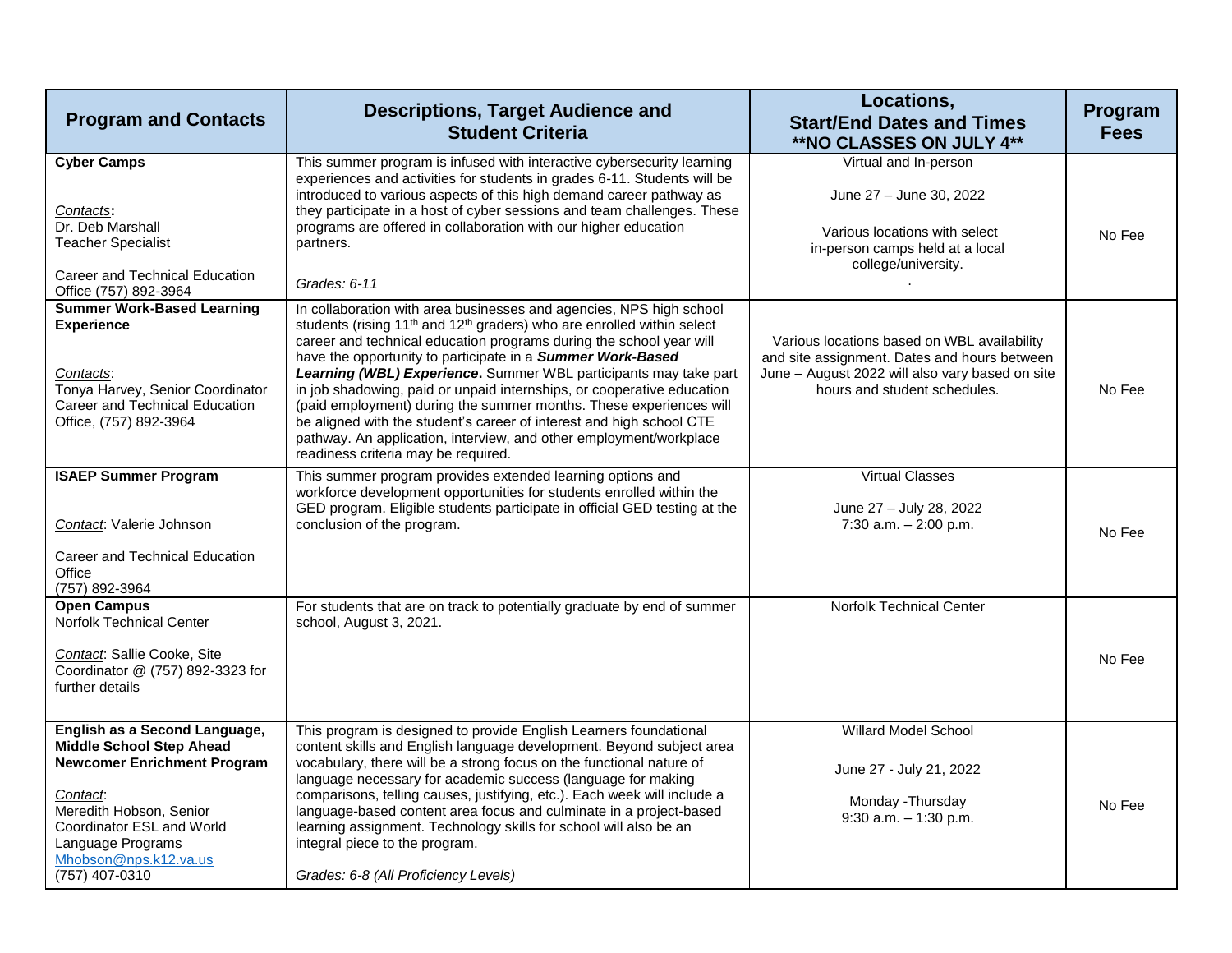| Program and Contacts | Descriptions, Target Audience and Student Criteria | Locations, Start/End Dates and Times **NO CLASSES ON JULY 4** | Program Fees |
|---|---|---|---|
| **Cyber Camps**<br><br>*Contacts*:<br>Dr. Deb Marshall<br>Teacher Specialist<br><br>Career and Technical Education Office (757) 892-3964 | This summer program is infused with interactive cybersecurity learning experiences and activities for students in grades 6-11. Students will be introduced to various aspects of this high demand career pathway as they participate in a host of cyber sessions and team challenges. These programs are offered in collaboration with our higher education partners.<br><br>*Grades: 6-11* | Virtual and In-person<br><br>June 27 – June 30, 2022<br><br>Various locations with select in-person camps held at a local college/university. | No Fee |
| **Summer Work-Based Learning Experience**<br><br>*Contacts*:<br>Tonya Harvey, Senior Coordinator Career and Technical Education Office, (757) 892-3964 | In collaboration with area businesses and agencies, NPS high school students (rising 11th and 12th graders) who are enrolled within select career and technical education programs during the school year will have the opportunity to participate in a ***Summer Work-Based Learning (WBL) Experience***. Summer WBL participants may take part in job shadowing, paid or unpaid internships, or cooperative education (paid employment) during the summer months. These experiences will be aligned with the student's career of interest and high school CTE pathway. An application, interview, and other employment/workplace readiness criteria may be required. | Various locations based on WBL availability and site assignment. Dates and hours between June – August 2022 will also vary based on site hours and student schedules. | No Fee |
| **ISAEP Summer Program**<br><br>*Contact*: Valerie Johnson<br><br>Career and Technical Education Office<br>(757) 892-3964 | This summer program provides extended learning options and workforce development opportunities for students enrolled within the GED program. Eligible students participate in official GED testing at the conclusion of the program. | Virtual Classes<br><br>June 27 – July 28, 2022<br>7:30 a.m. – 2:00 p.m. | No Fee |
| **Open Campus**<br>Norfolk Technical Center<br><br>*Contact*: Sallie Cooke, Site Coordinator @ (757) 892-3323 for further details | For students that are on track to potentially graduate by end of summer school, August 3, 2021. | Norfolk Technical Center | No Fee |
| **English as a Second Language, Middle School Step Ahead Newcomer Enrichment Program**<br><br>*Contact*:<br>Meredith Hobson, Senior Coordinator ESL and World Language Programs<br>Mhobson@nps.k12.va.us<br>(757) 407-0310 | This program is designed to provide English Learners foundational content skills and English language development. Beyond subject area vocabulary, there will be a strong focus on the functional nature of language necessary for academic success (language for making comparisons, telling causes, justifying, etc.). Each week will include a language-based content area focus and culminate in a project-based learning assignment. Technology skills for school will also be an integral piece to the program.<br><br>*Grades: 6-8 (All Proficiency Levels)* | Willard Model School<br><br>June 27 - July 21, 2022<br><br>Monday -Thursday<br>9:30 a.m. – 1:30 p.m. | No Fee |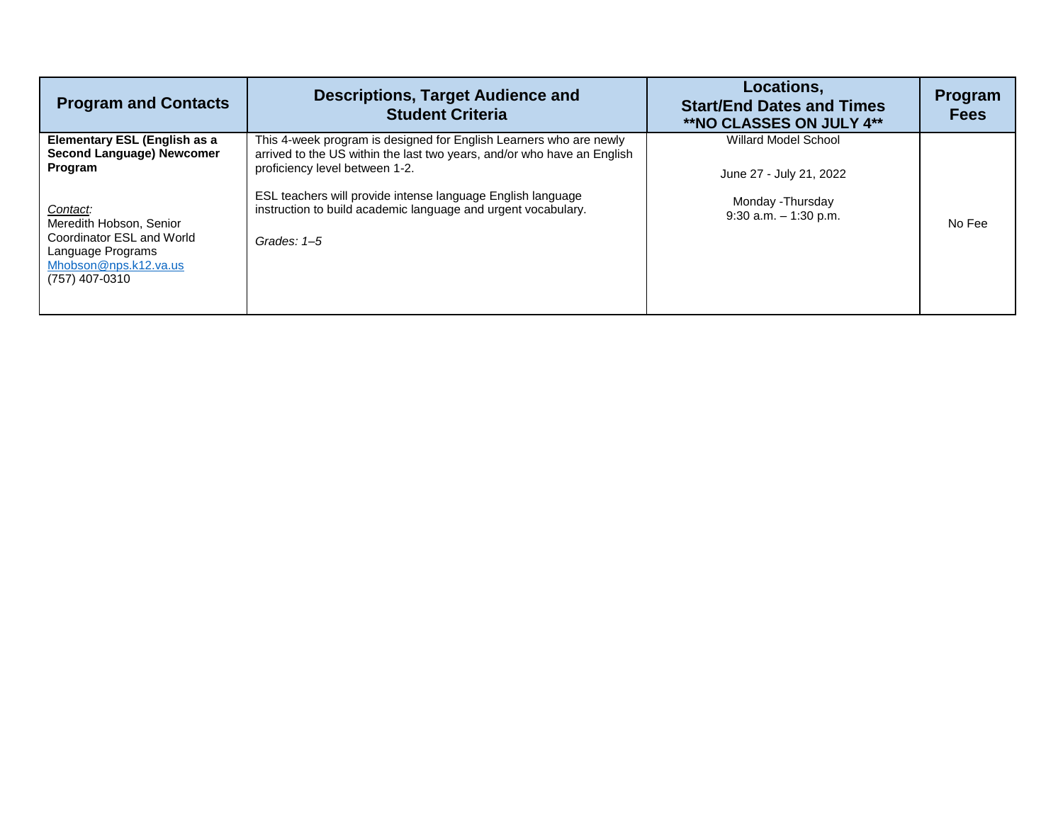| Program and Contacts | Descriptions, Target Audience and Student Criteria | Locations, Start/End Dates and Times **NO CLASSES ON JULY 4** | Program Fees |
|---|---|---|---|
| **Elementary ESL (English as a Second Language) Newcomer Program**<br><br>*Contact:*<br>Meredith Hobson, Senior Coordinator ESL and World Language Programs<br>Mhobson@nps.k12.va.us<br>(757) 407-0310 | This 4-week program is designed for English Learners who are newly arrived to the US within the last two years, and/or who have an English proficiency level between 1-2.<br><br>ESL teachers will provide intense language English language instruction to build academic language and urgent vocabulary.<br><br>*Grades: 1–5* | Willard Model School<br><br>June 27 - July 21, 2022<br><br>Monday -Thursday<br>9:30 a.m. – 1:30 p.m. | No Fee |